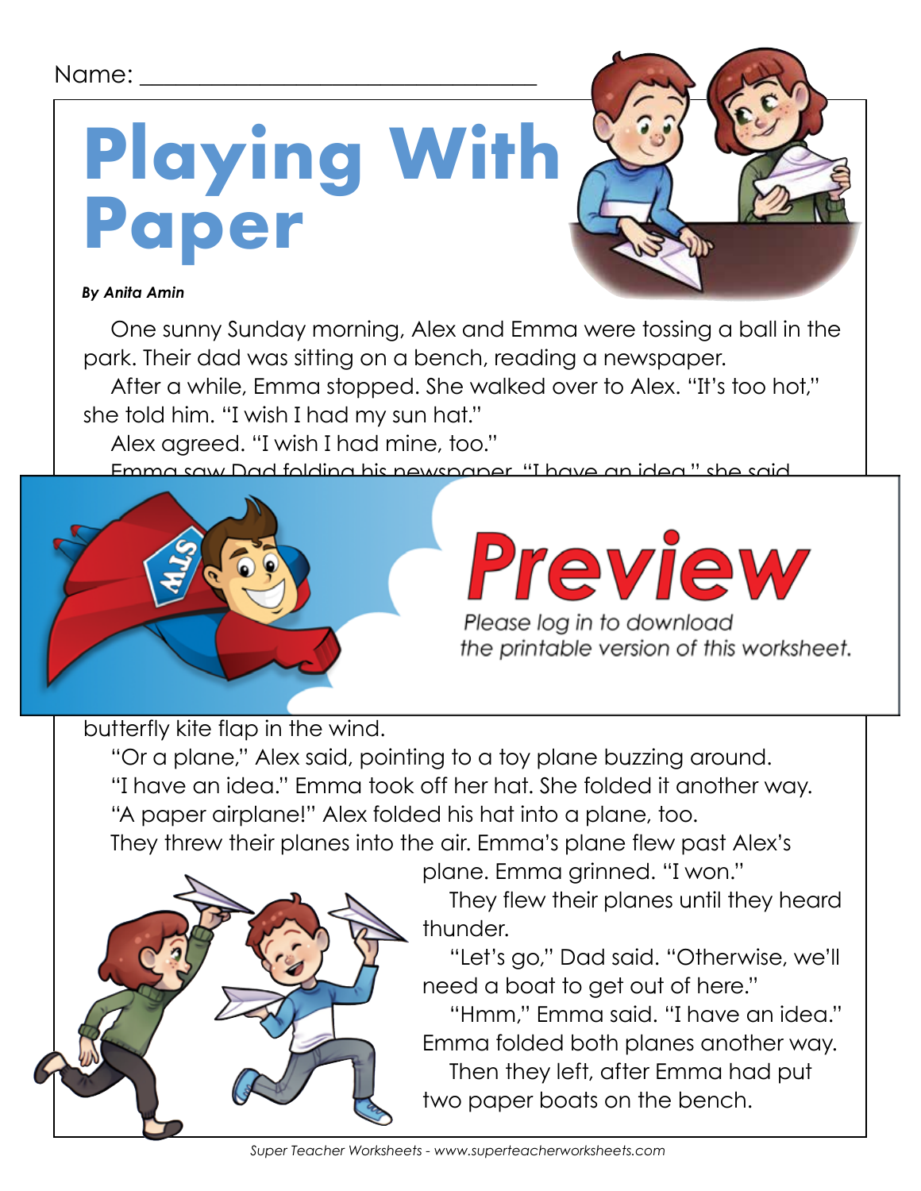Name: ________________________________

# Playing With Paper

***By Anita Amin***

One sunny Sunday morning, Alex and Emma were tossing a ball in the park. Their dad was sitting on a bench, reading a newspaper.

After a while, Emma stopped. She walked over to Alex. "It's too hot," she told him. "I wish I had my sun hat."

Alex agreed. "I wish I had mine, too."

Emma saw Dad folding his newspaper. "I have an idea," she said.

**Preview**

*Please log in to download the printable version of this worksheet.*

butterfly kite flap in the wind.

"Or a plane," Alex said, pointing to a toy plane buzzing around.

"I have an idea." Emma took off her hat. She folded it another way.

"A paper airplane!" Alex folded his hat into a plane, too.

They threw their planes into the air. Emma's plane flew past Alex's plane. Emma grinned. "I won."

They flew their planes until they heard thunder.

"Let's go," Dad said. "Otherwise, we'll need a boat to get out of here."

"Hmm," Emma said. "I have an idea." Emma folded both planes another way.

Then they left, after Emma had put two paper boats on the bench.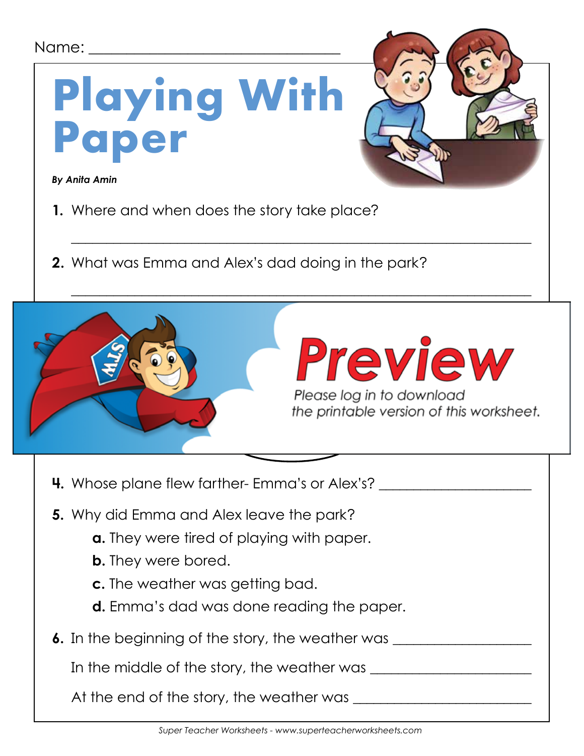Name: ______________________________

# Playing With Paper

***By Anita Amin***

**1.** Where and when does the story take place?

______________________________________________________________

**2.** What was Emma and Alex's dad doing in the park?

______________________________________________________________

**Preview**

*Please log in to download the printable version of this worksheet.*

**4.** Whose plane flew farther- Emma's or Alex's? ____________________

**5.** Why did Emma and Alex leave the park?

- **a.** They were tired of playing with paper.
- **b.** They were bored.
- **c.** The weather was getting bad.
- **d.** Emma's dad was done reading the paper.

**6.** In the beginning of the story, the weather was __________________

In the middle of the story, the weather was ____________________

At the end of the story, the weather was ______________________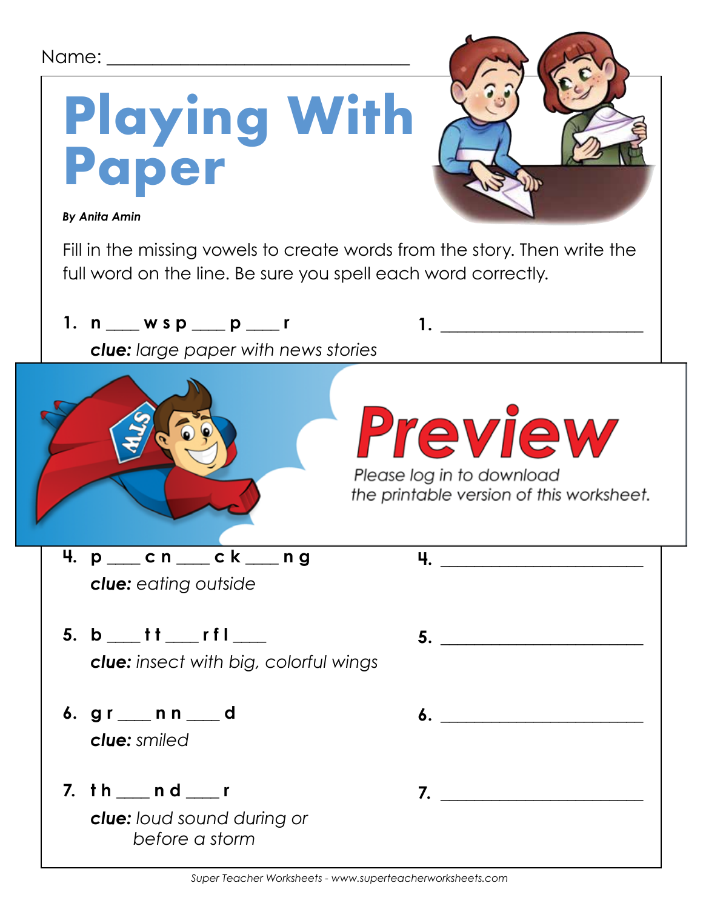Name: ______________________________

# Playing With Paper

***By Anita Amin***

Fill in the missing vowels to create words from the story. Then write the full word on the line. Be sure you spell each word correctly.

**1. n ___ w s p ___ p ___ r** — 1. ______________________

***clue:*** *large paper with news stories*

**Preview**

Please log in to download the printable version of this worksheet.

**4. p ___ c n ___ c k ___ n g** — 4. ______________________

***clue:*** *eating outside*

**5. b ___ t t ___ r f l ___** — 5. ______________________

***clue:*** *insect with big, colorful wings*

**6. g r ___ n n ___ d** — 6. ______________________

***clue:*** *smiled*

**7. t h ___ n d ___ r** — 7. ______________________

***clue:*** *loud sound during or before a storm*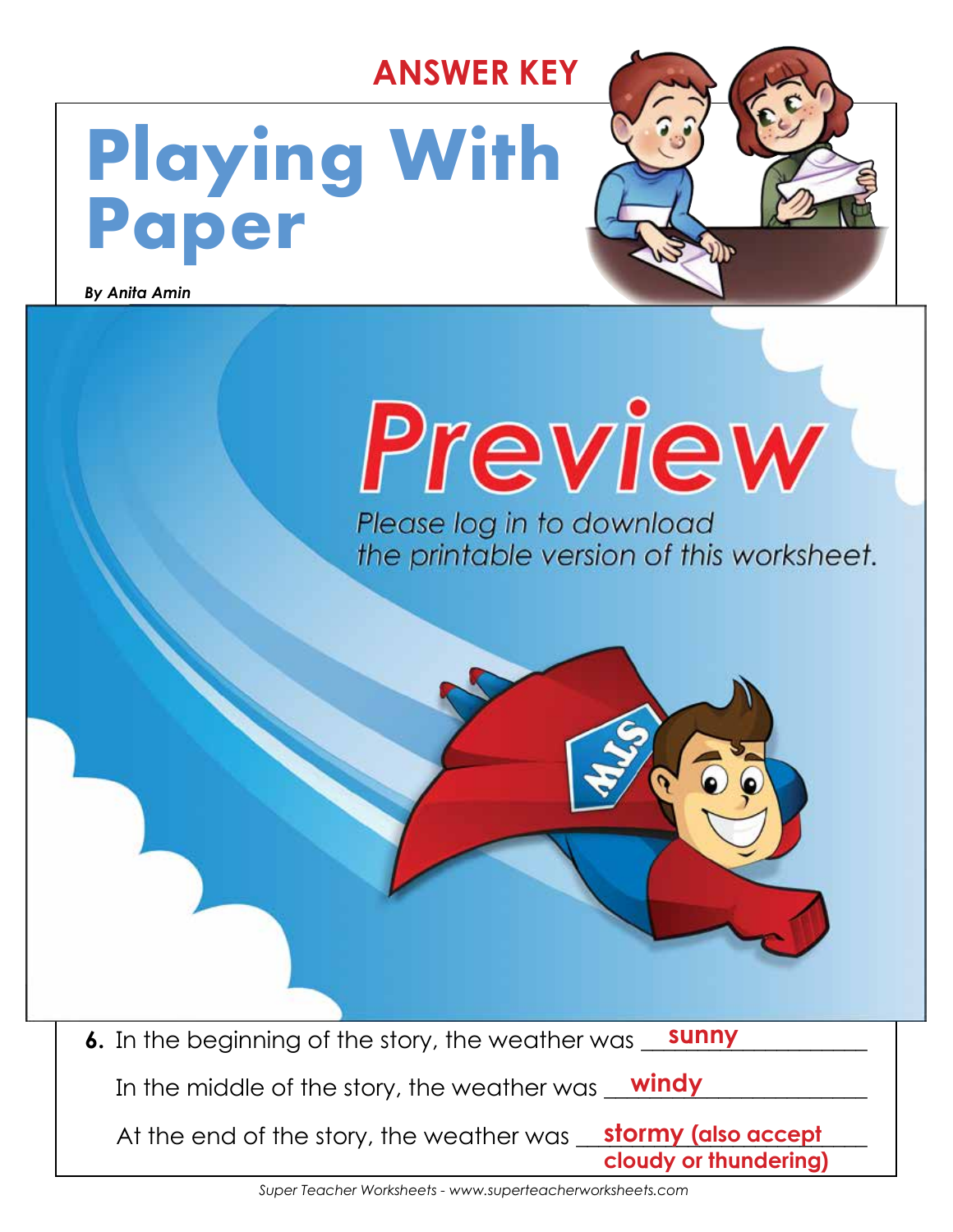**ANSWER KEY**

# Playing With Paper

***By Anita Amin***

Preview

*Please log in to download the printable version of this worksheet.*

**6.** In the beginning of the story, the weather was **sunny**

In the middle of the story, the weather was **windy**

At the end of the story, the weather was **stormy (also accept cloudy or thundering)**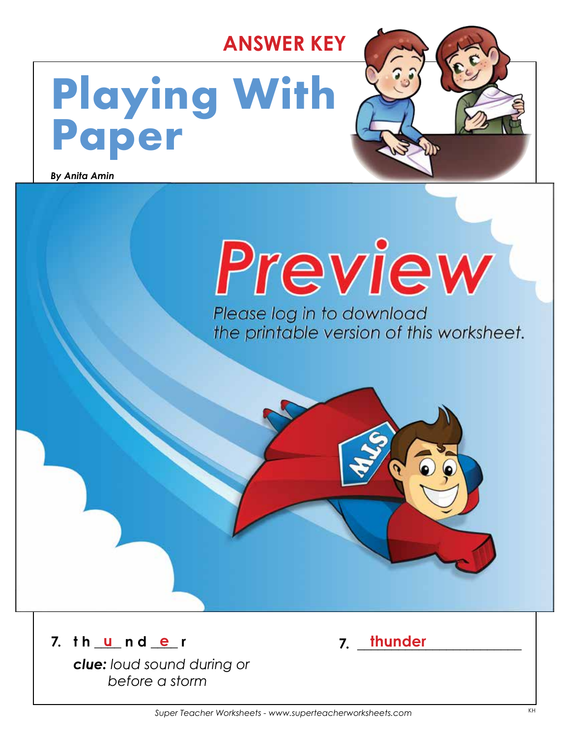**ANSWER KEY**

# Playing With Paper

***By Anita Amin***

Preview

Please log in to download the printable version of this worksheet.

**7. t h _u_ n d _e_ r**

***clue:*** *loud sound during or before a storm*

**7.** thunder